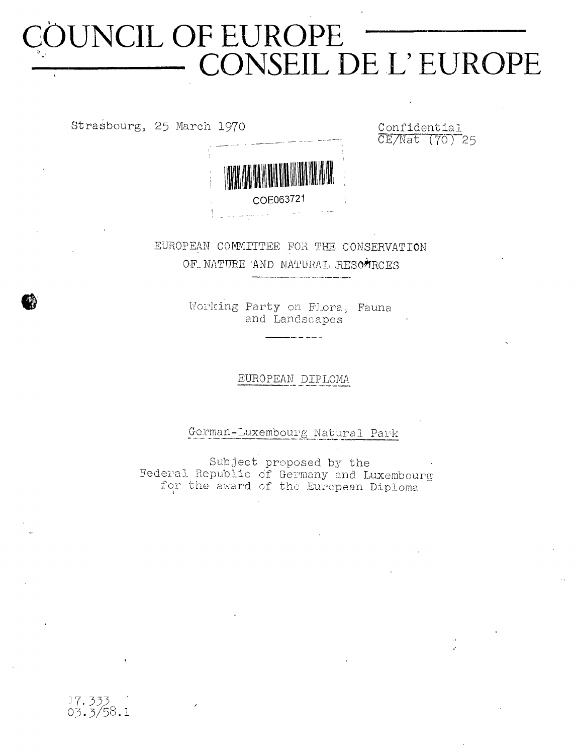# COUNCIL OF EUROPE
# CONSEIL DE L'EUROPE

Strasbourg, 25 March 1970

Confidential
CE/Nat (70) 25

COE063721

EUROPEAN COMMITTEE FOR THE CONSERVATION OF NATURE AND NATURAL RESOURCES

Working Party on Flora, Fauna and Landscapes

EUROPEAN DIPLOMA

German-Luxembourg Natural Park

Subject proposed by the Federal Republic of Germany and Luxembourg for the award of the European Diploma

17.333
03.3/58.1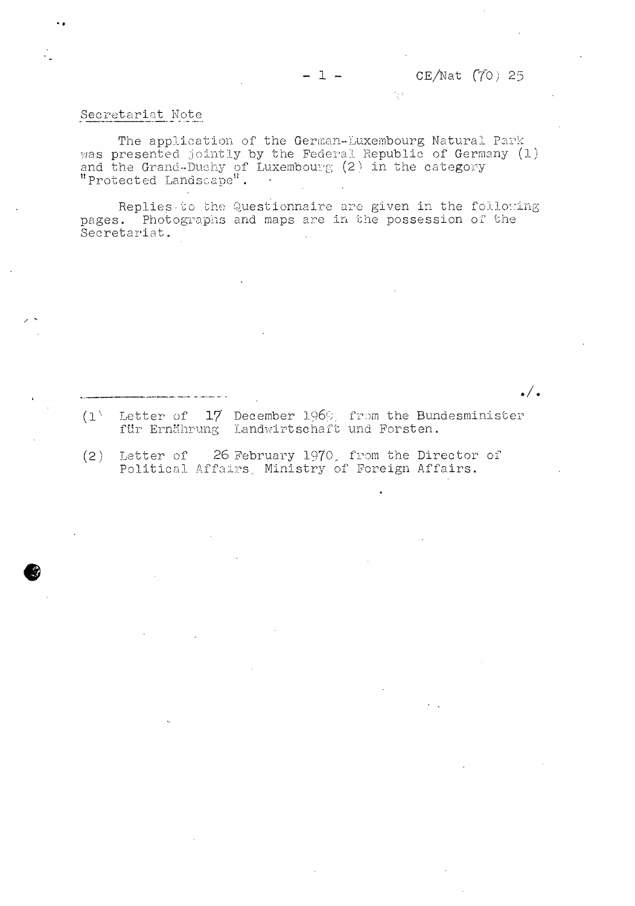## Secretariat Note

The application of the German-Luxembourg Natural Park was presented jointly by the Federal Republic of Germany (1) and the Grand-Duchy of Luxembourg (2) in the category "Protected Landscape".

Replies to the Questionnaire are given in the following pages. Photographs and maps are in the possession of the Secretariat.

./.

---

(1) Letter of 17 December 1969, from the Bundesminister für Ernährung Landwirtschaft und Forsten.

(2) Letter of 26 February 1970, from the Director of Political Affairs, Ministry of Foreign Affairs.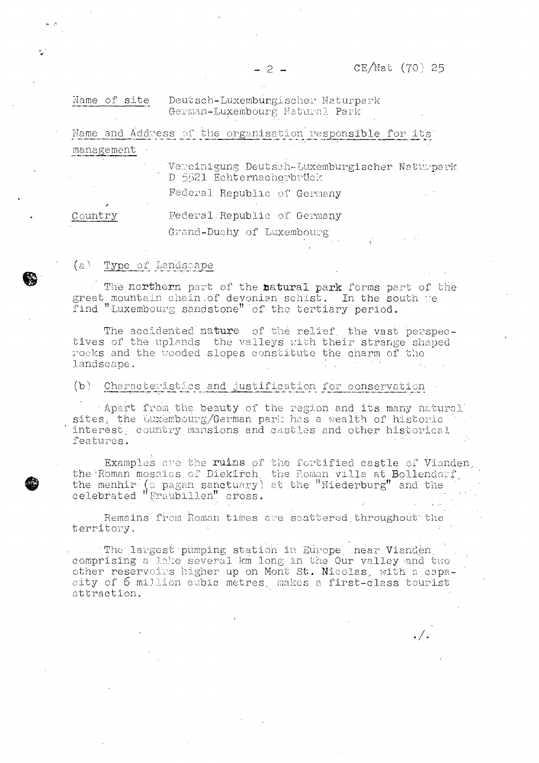Name of site Deutsch-Luxemburgischer Naturpark
German-Luxembourg Natural Park

Name and Address of the organisation responsible for its management

Vereinigung Deutsch-Luxemburgischer Naturpark
D 5521 Echternacherbrück
Federal Republic of Germany

Country Federal Republic of Germany
Grand-Duchy of Luxembourg

(a) Type of Landscape

The northern part of the natural park forms part of the great mountain chain of devonian schist. In the south we find "Luxembourg sandstone" of the tertiary period.

The accidented nature of the relief, the vast perspectives of the uplands the valleys with their strange shaped rocks and the wooded slopes constitute the charm of the landscape.

(b) Characteristics and justification for conservation

Apart from the beauty of the region and its many natural sites, the Luxembourg/German park has a wealth of historic interest, country mansions and castles and other historical features.

Examples are the ruins of the fortified castle of Vianden, the Roman mosaics of Diekirch, the Roman villa at Bollendorf, the menhir (a pagan sanctuary) at the "Niederburg" and the celebrated "Fraubillen" cross.

Remains from Roman times are scattered throughout the territory.

The largest pumping station in Europe, near Vianden, comprising a lake several km long in the Our valley and two other reservoirs higher up on Mont St. Nicolas, with a capacity of 6 million cubic metres, makes a first-class tourist attraction.

./.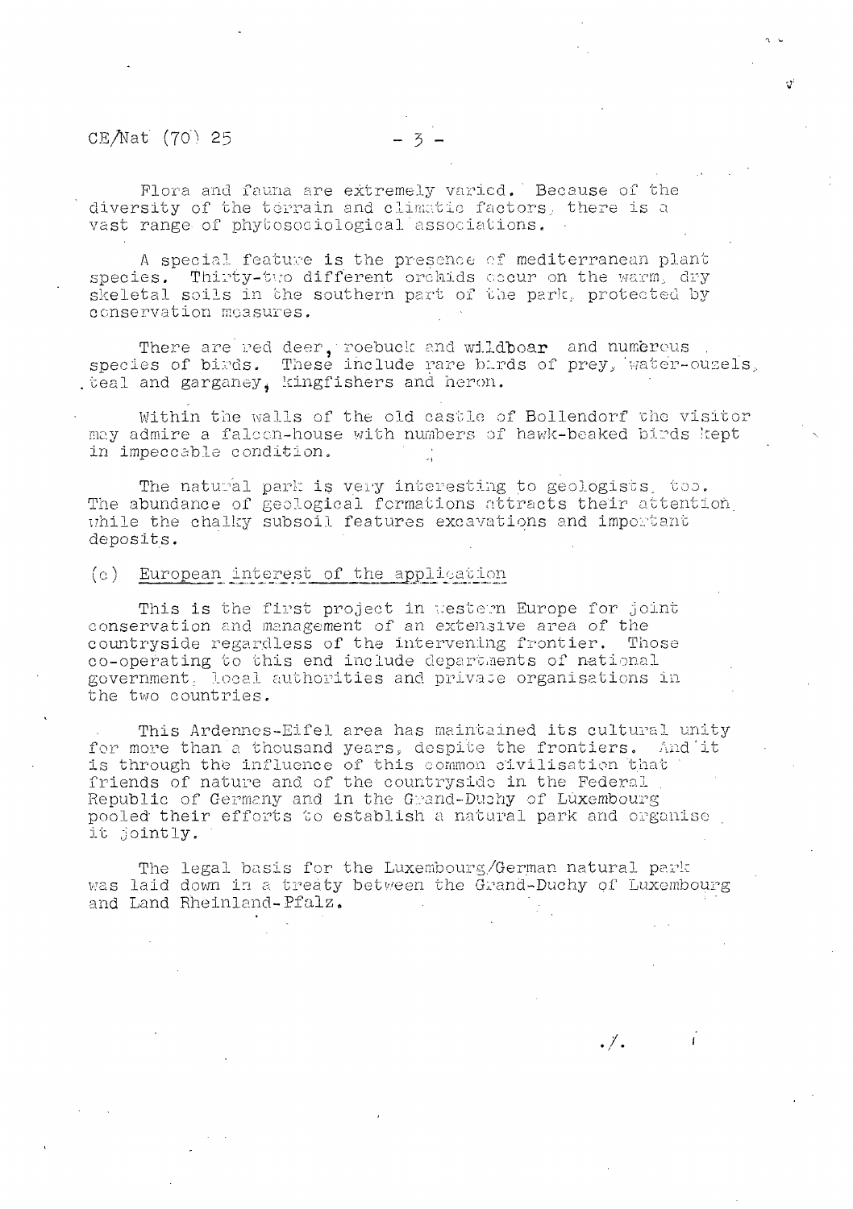Flora and fauna are extremely varied. Because of the diversity of the terrain and climatic factors, there is a vast range of phytosociological associations.

A special feature is the presence of mediterranean plant species. Thirty-two different orchids occur on the warm, dry skeletal soils in the southern part of the park, protected by conservation measures.

There are red deer, roebuck and wildboar and numerous species of birds. These include rare birds of prey, water-ouzels, teal and garganey, kingfishers and heron.

Within the walls of the old castle of Bollendorf the visitor may admire a falcon-house with numbers of hawk-beaked birds kept in impeccable condition.

The natural park is very interesting to geologists, too. The abundance of geological formations attracts their attention while the chalky subsoil features excavations and important deposits.

(c) European interest of the application

This is the first project in western Europe for joint conservation and management of an extensive area of the countryside regardless of the intervening frontier. Those co-operating to this end include departments of national government, local authorities and private organisations in the two countries.

This Ardennes-Eifel area has maintained its cultural unity for more than a thousand years, despite the frontiers. And it is through the influence of this common civilisation that friends of nature and of the countryside in the Federal Republic of Germany and in the Grand-Duchy of Luxembourg pooled their efforts to establish a natural park and organise it jointly.

The legal basis for the Luxembourg/German natural park was laid down in a treaty between the Grand-Duchy of Luxembourg and Land Rheinland-Pfalz.

./.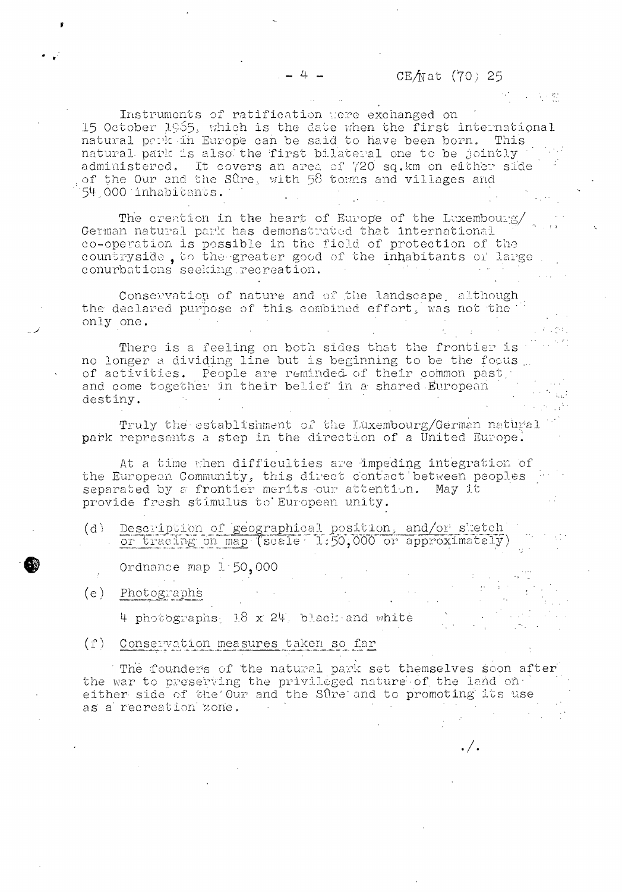Instruments of ratification were exchanged on 15 October 1965, which is the date when the first international natural park in Europe can be said to have been born. This natural park is also the first bilateral one to be jointly administered. It covers an area of 720 sq.km on either side of the Our and the Sûre, with 58 towns and villages and 54,000 inhabitants.

The creation in the heart of Europe of the Luxembourg/German natural park has demonstrated that international co-operation is possible in the field of protection of the countryside, to the greater good of the inhabitants of large conurbations seeking recreation.

Conservation of nature and of the landscape, although the declared purpose of this combined effort, was not the only one.

There is a feeling on both sides that the frontier is no longer a dividing line but is beginning to be the focus of activities. People are reminded of their common past and come together in their belief in a shared European destiny.

Truly the establishment of the Luxembourg/German natural park represents a step in the direction of a United Europe.

At a time when difficulties are impeding integration of the European Community, this direct contact between peoples separated by a frontier merits our attention. May it provide fresh stimulus to European unity.

(d) <u>Description of geographical position, and/or sketch or tracing on map (scale 1:50,000 or approximately)</u>

Ordnance map 1:50,000

(e) <u>Photographs</u>

4 photographs, 18 x 24, black and white

(f) <u>Conservation measures taken so far</u>

The founders of the natural park set themselves soon after the war to preserving the privileged nature of the land on either side of the Our and the Sûre and to promoting its use as a recreation zone.

./.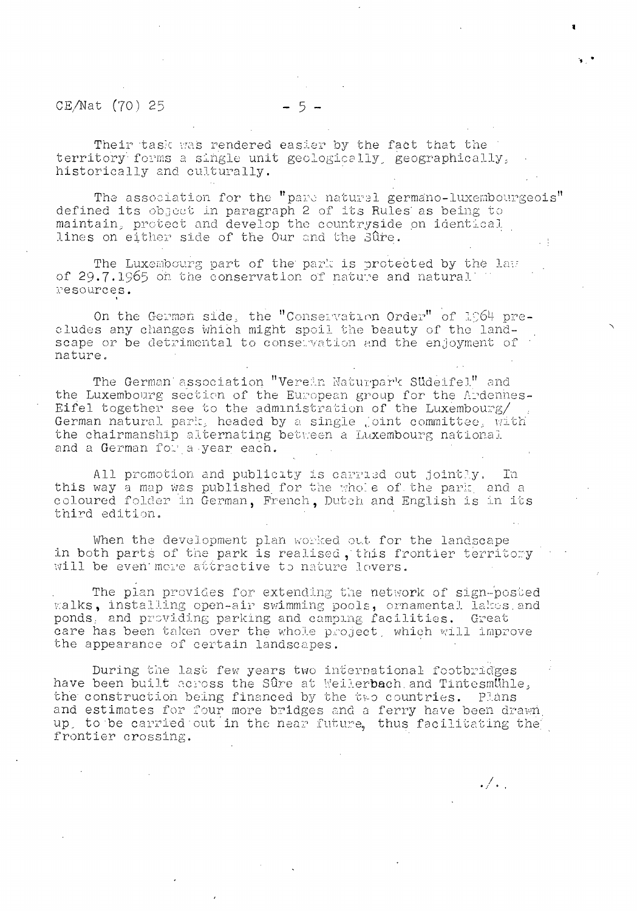Their task was rendered easier by the fact that the territory forms a single unit geologically, geographically, historically and culturally.

The association for the "parc naturel germano-luxembourgeois" defined its object in paragraph 2 of its Rules as being to maintain, protect and develop the countryside on identical lines on either side of the Our and the Sûre.

The Luxembourg part of the park is protected by the law of 29.7.1965 on the conservation of nature and natural resources.

On the German side, the "Conservation Order" of 1964 precludes any changes which might spoil the beauty of the landscape or be detrimental to conservation and the enjoyment of nature.

The German association "Verein Naturpark Südeifel" and the Luxembourg section of the European group for the Ardennes-Eifel together see to the administration of the Luxembourg/German natural park, headed by a single joint committee, with the chairmanship alternating between a Luxembourg national and a German for a year each.

All promotion and publicity is carried out jointly. In this way a map was published for the whole of the park and a coloured folder in German, French, Dutch and English is in its third edition.

When the development plan worked out for the landscape in both parts of the park is realised, this frontier territory will be even more attractive to nature lovers.

The plan provides for extending the network of sign-posted walks, installing open-air swimming pools, ornamental lakes and ponds, and providing parking and camping facilities. Great care has been taken over the whole project, which will improve the appearance of certain landscapes.

During the last few years two international footbridges have been built across the Sûre at Weilerbach and Tintesmühle, the construction being financed by the two countries. Plans and estimates for four more bridges and a ferry have been drawn up, to be carried out in the near future, thus facilitating the frontier crossing.

./.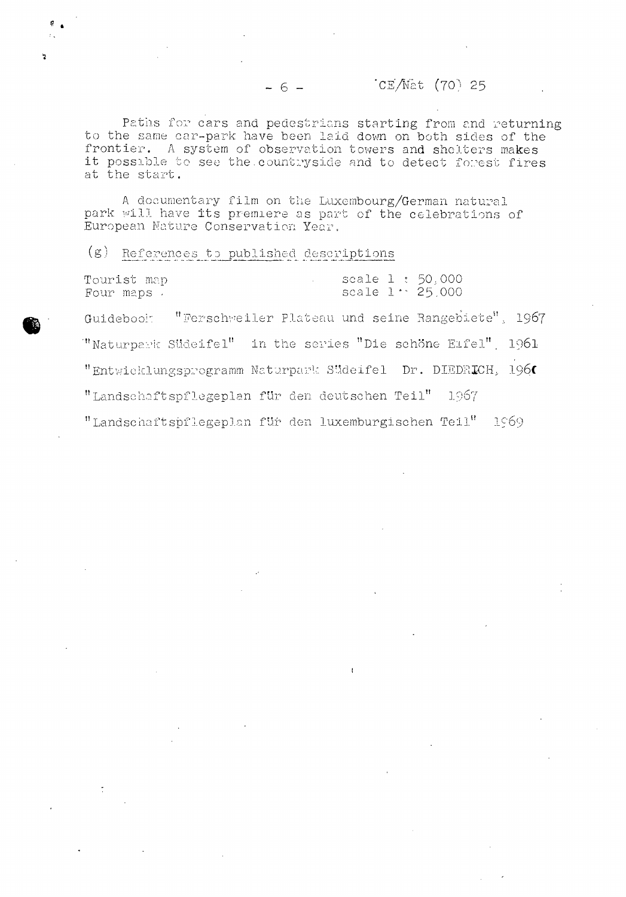Paths for cars and pedestrians starting from and returning to the same car-park have been laid down on both sides of the frontier. A system of observation towers and shelters makes it possible to see the countryside and to detect forest fires at the start.

A documentary film on the Luxembourg/German natural park will have its premiere as part of the celebrations of European Nature Conservation Year.

(g) References to published descriptions

| | |
|---|---|
| Tourist map | scale 1 : 50,000 |
| Four maps . | scale 1 : 25,000 |

Guidebook "Ferschweiler Plateau und seine Randgebiete", 1967

"Naturpark Südeifel" in the series "Die schöne Eifel", 1961

"Entwicklungsprogramm Naturpark Südeifel Dr. DIEDRICH, 196(

"Landschaftspflegeplan für den deutschen Teil" 1967

"Landschaftspflegeplan für den luxemburgischen Teil" 1969